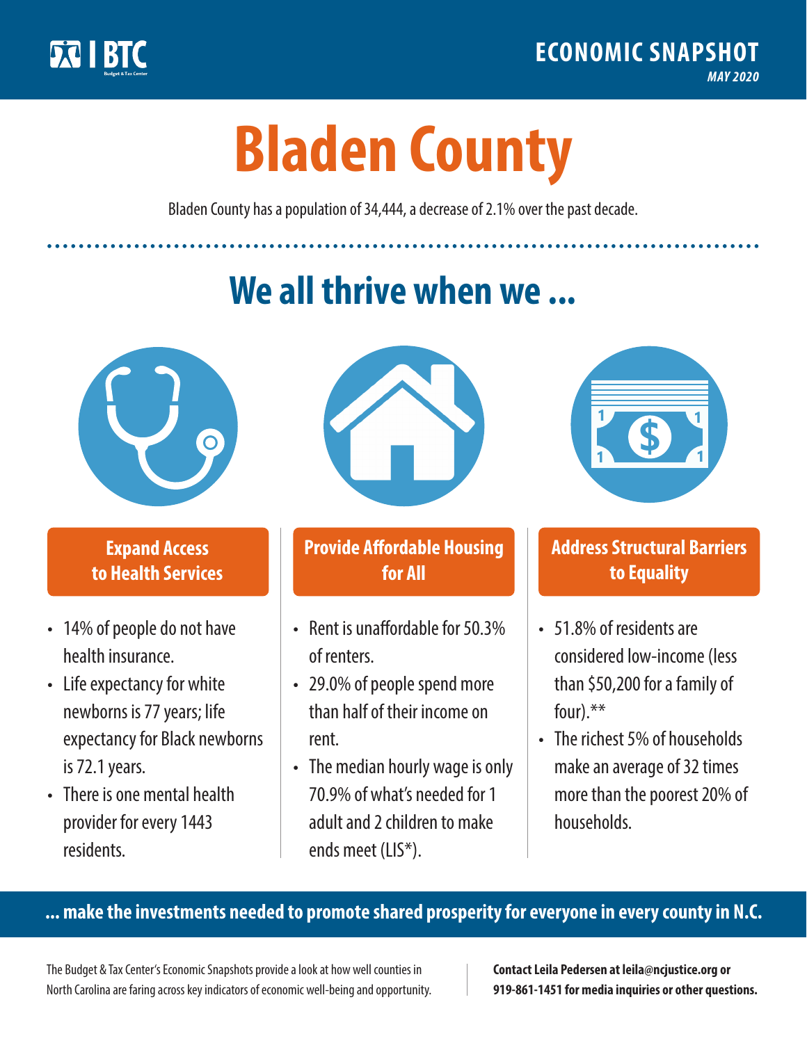BTC

**ECONOMIC SNAPSHOT**

*MAY 2020*

# Bladen County

Bladen County has a population of 34,444, a decrease of 2.1% over the past decade.

## We all thrive when we ...

### Expand Access to Health Services

- 14% of people do not have health insurance.
- Life expectancy for white newborns is 77 years; life expectancy for Black newborns is 72.1 years.
- There is one mental health provider for every 1443 residents.

### Provide Affordable Housing for All

- Rent is unaffordable for 50.3% of renters.
- 29.0% of people spend more than half of their income on rent.
- The median hourly wage is only 70.9% of what's needed for 1 adult and 2 children to make ends meet (LIS*).

### Address Structural Barriers to Equality

- 51.8% of residents are considered low-income (less than $50,200 for a family of four).**
- The richest 5% of households make an average of 32 times more than the poorest 20% of households.

**... make the investments needed to promote shared prosperity for everyone in every county in N.C.**

The Budget & Tax Center's Economic Snapshots provide a look at how well counties in North Carolina are faring across key indicators of economic well-being and opportunity.

**Contact Leila Pedersen at leila@ncjustice.org or 919-861-1451 for media inquiries or other questions.**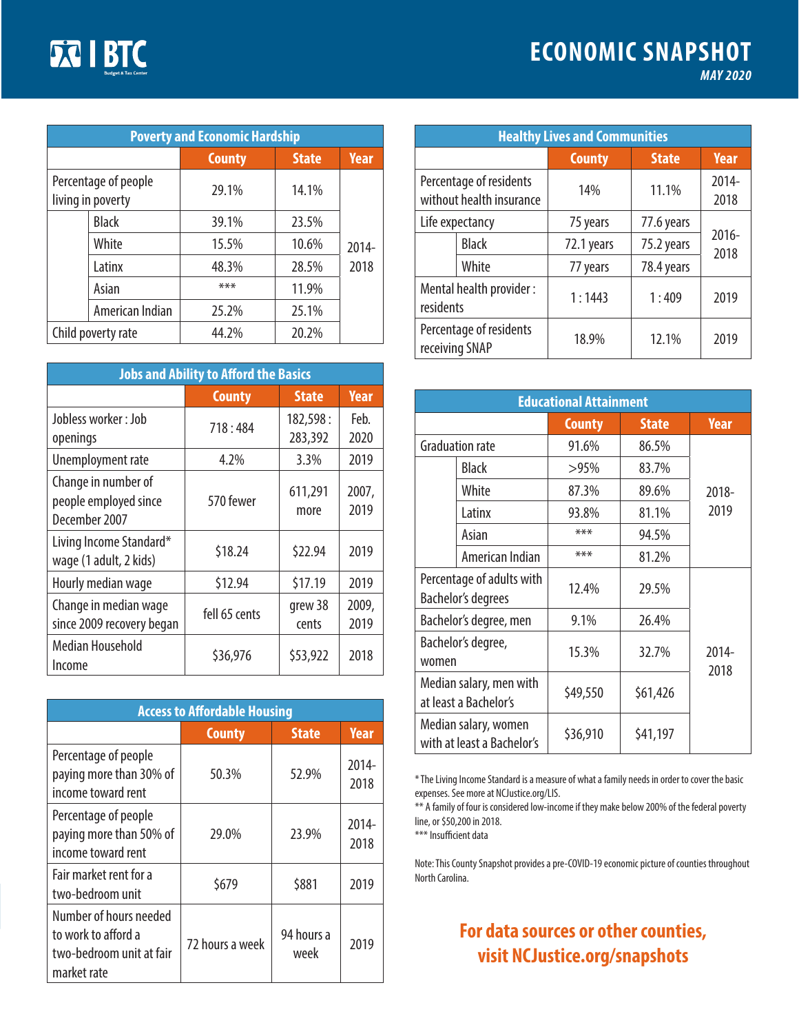BTC Budget & Tax Center

# ECONOMIC SNAPSHOT

*MAY 2020*

## Poverty and Economic Hardship

| | | County | State | Year |
|---|---|---|---|---|
| Percentage of people living in poverty | | 29.1% | 14.1% | 2014-2018 |
| | Black | 39.1% | 23.5% | |
| | White | 15.5% | 10.6% | |
| | Latinx | 48.3% | 28.5% | |
| | Asian | *** | 11.9% | |
| | American Indian | 25.2% | 25.1% | |
| Child poverty rate | | 44.2% | 20.2% | |

## Jobs and Ability to Afford the Basics

| | County | State | Year |
|---|---|---|---|
| Jobless worker : Job openings | 718 : 484 | 182,598 : 283,392 | Feb. 2020 |
| Unemployment rate | 4.2% | 3.3% | 2019 |
| Change in number of people employed since December 2007 | 570 fewer | 611,291 more | 2007, 2019 |
| Living Income Standard* wage (1 adult, 2 kids) | $18.24 | $22.94 | 2019 |
| Hourly median wage | $12.94 | $17.19 | 2019 |
| Change in median wage since 2009 recovery began | fell 65 cents | grew 38 cents | 2009, 2019 |
| Median Household Income | $36,976 | $53,922 | 2018 |

## Access to Affordable Housing

| | County | State | Year |
|---|---|---|---|
| Percentage of people paying more than 30% of income toward rent | 50.3% | 52.9% | 2014-2018 |
| Percentage of people paying more than 50% of income toward rent | 29.0% | 23.9% | 2014-2018 |
| Fair market rent for a two-bedroom unit | $679 | $881 | 2019 |
| Number of hours needed to work to afford a two-bedroom unit at fair market rate | 72 hours a week | 94 hours a week | 2019 |

## Healthy Lives and Communities

| | | County | State | Year |
|---|---|---|---|---|
| Percentage of residents without health insurance | | 14% | 11.1% | 2014-2018 |
| Life expectancy | | 75 years | 77.6 years | 2016-2018 |
| | Black | 72.1 years | 75.2 years | |
| | White | 77 years | 78.4 years | |
| Mental health provider : residents | | 1 : 1443 | 1 : 409 | 2019 |
| Percentage of residents receiving SNAP | | 18.9% | 12.1% | 2019 |

## Educational Attainment

| | | County | State | Year |
|---|---|---|---|---|
| Graduation rate | | 91.6% | 86.5% | 2018-2019 |
| | Black | >95% | 83.7% | |
| | White | 87.3% | 89.6% | |
| | Latinx | 93.8% | 81.1% | |
| | Asian | *** | 94.5% | |
| | American Indian | *** | 81.2% | |
| Percentage of adults with Bachelor's degrees | | 12.4% | 29.5% | 2014-2018 |
| Bachelor's degree, men | | 9.1% | 26.4% | |
| Bachelor's degree, women | | 15.3% | 32.7% | |
| Median salary, men with at least a Bachelor's | | $49,550 | $61,426 | |
| Median salary, women with at least a Bachelor's | | $36,910 | $41,197 | |

* The Living Income Standard is a measure of what a family needs in order to cover the basic expenses. See more at NCJustice.org/LIS.

** A family of four is considered low-income if they make below 200% of the federal poverty line, or $50,200 in 2018.

*** Insufficient data

Note: This County Snapshot provides a pre-COVID-19 economic picture of counties throughout North Carolina.

**For data sources or other counties, visit NCJustice.org/snapshots**